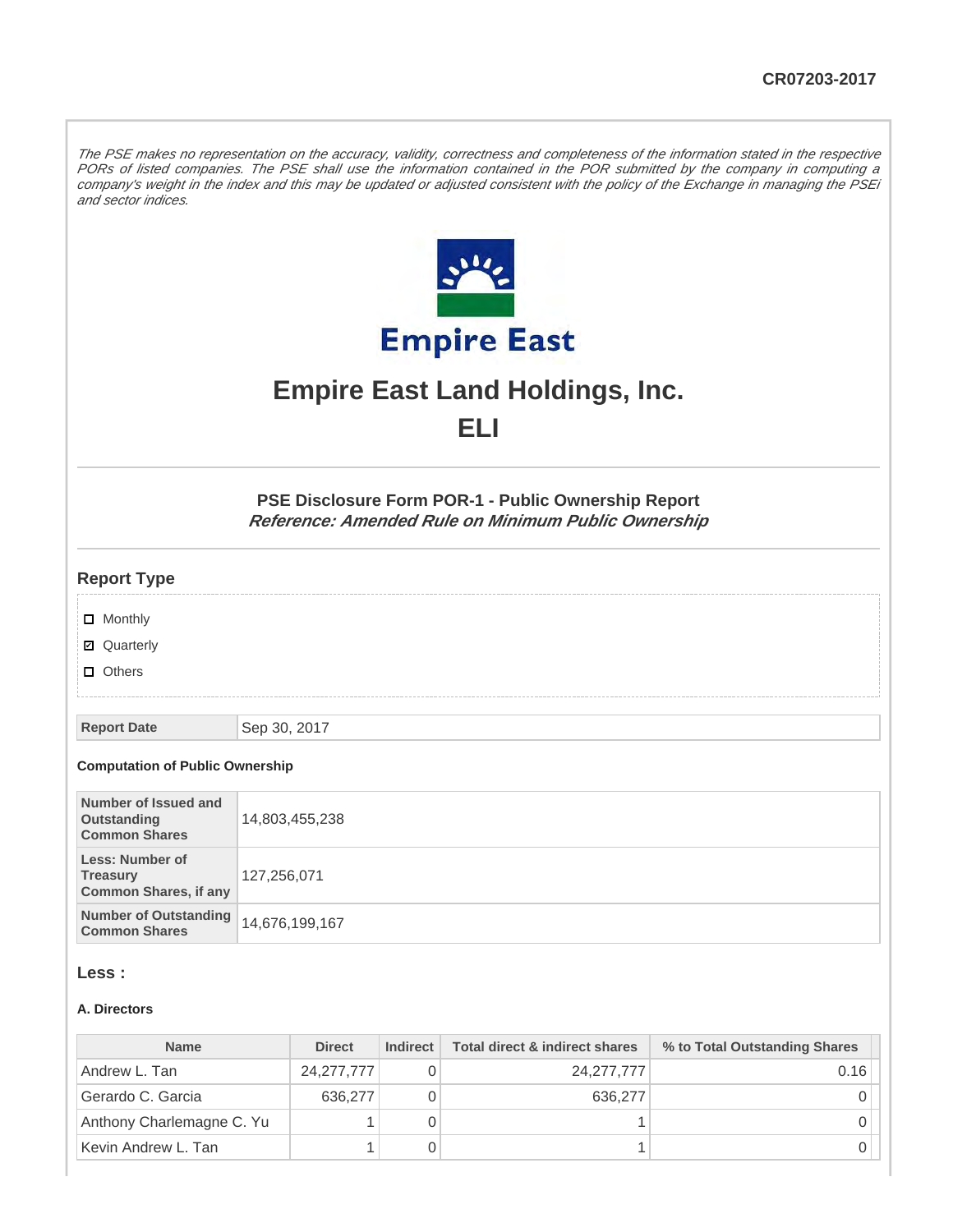CR07203-2017

*The PSE makes no representation on the accuracy, validity, correctness and completeness of the information stated in the respective PORs of listed companies. The PSE shall use the information contained in the POR submitted by the company in computing a company's weight in the index and this may be updated or adjusted consistent with the policy of the Exchange in managing the PSEi and sector indices.*

# Empire East Land Holdings, Inc.

# ELI

## PSE Disclosure Form POR-1 - Public Ownership Report

***Reference: Amended Rule on Minimum Public Ownership***

### Report Type

- [ ] Monthly
- [x] Quarterly
- [ ] Others

| Report Date | Sep 30, 2017 |
|---|---|

#### Computation of Public Ownership

| Number of Issued and Outstanding Common Shares | 14,803,455,238 |
|---|---|
| Less: Number of Treasury Common Shares, if any | 127,256,071 |
| Number of Outstanding Common Shares | 14,676,199,167 |

### Less :

#### A. Directors

| Name | Direct | Indirect | Total direct & indirect shares | % to Total Outstanding Shares |
|---|---|---|---|---|
| Andrew L. Tan | 24,277,777 | 0 | 24,277,777 | 0.16 |
| Gerardo C. Garcia | 636,277 | 0 | 636,277 | 0 |
| Anthony Charlemagne C. Yu | 1 | 0 | 1 | 0 |
| Kevin Andrew L. Tan | 1 | 0 | 1 | 0 |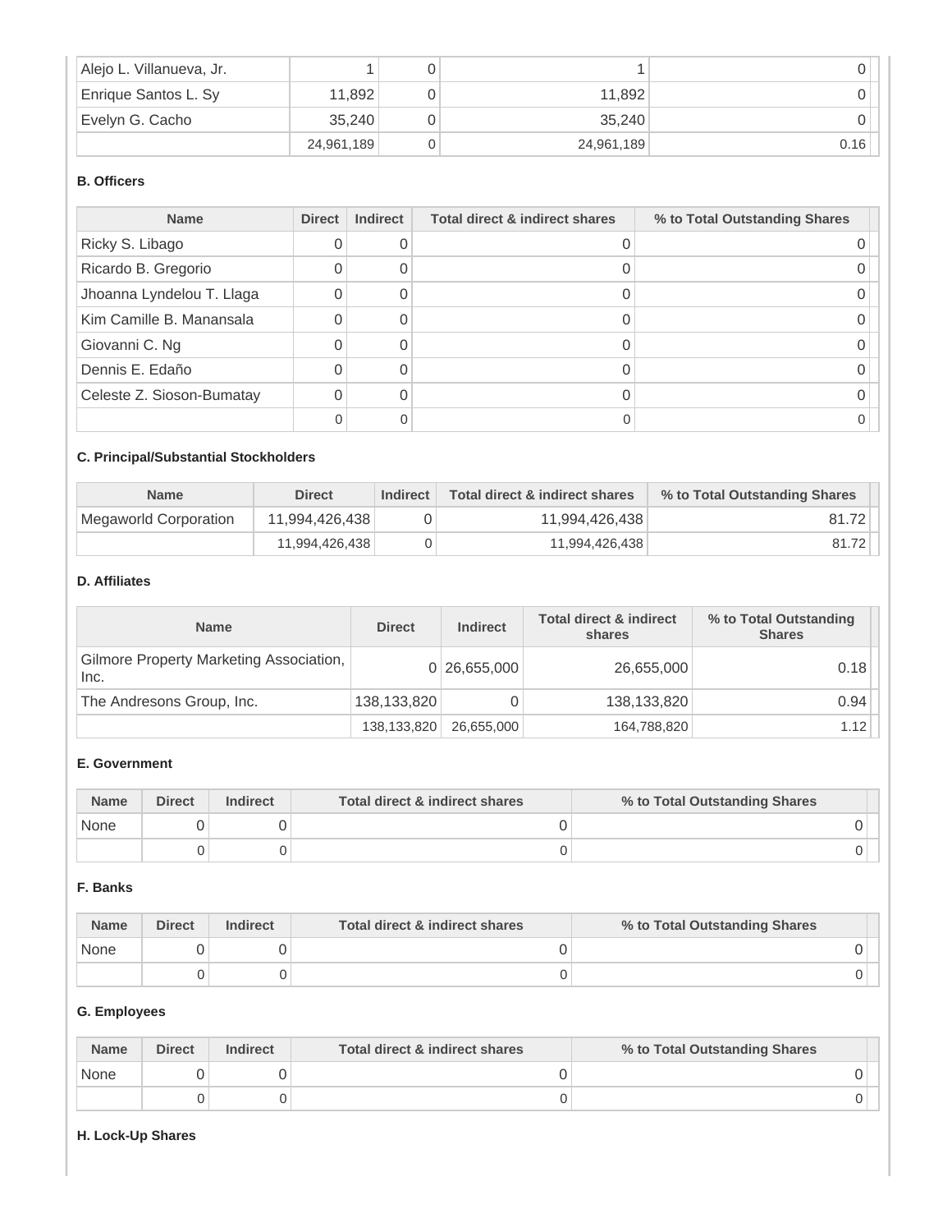| | | | | |
|---|---|---|---|---|
| Alejo L. Villanueva, Jr. | 1 | 0 | 1 | 0 |
| Enrique Santos L. Sy | 11,892 | 0 | 11,892 | 0 |
| Evelyn G. Cacho | 35,240 | 0 | 35,240 | 0 |
| | 24,961,189 | 0 | 24,961,189 | 0.16 |

**B. Officers**

| Name | Direct | Indirect | Total direct & indirect shares | % to Total Outstanding Shares |
|---|---|---|---|---|
| Ricky S. Libago | 0 | 0 | 0 | 0 |
| Ricardo B. Gregorio | 0 | 0 | 0 | 0 |
| Jhoanna Lyndelou T. Llaga | 0 | 0 | 0 | 0 |
| Kim Camille B. Manansala | 0 | 0 | 0 | 0 |
| Giovanni C. Ng | 0 | 0 | 0 | 0 |
| Dennis E. Edaño | 0 | 0 | 0 | 0 |
| Celeste Z. Sioson-Bumatay | 0 | 0 | 0 | 0 |
| | 0 | 0 | 0 | 0 |

**C. Principal/Substantial Stockholders**

| Name | Direct | Indirect | Total direct & indirect shares | % to Total Outstanding Shares |
|---|---|---|---|---|
| Megaworld Corporation | 11,994,426,438 | 0 | 11,994,426,438 | 81.72 |
| | 11,994,426,438 | 0 | 11,994,426,438 | 81.72 |

**D. Affiliates**

| Name | Direct | Indirect | Total direct & indirect shares | % to Total Outstanding Shares |
|---|---|---|---|---|
| Gilmore Property Marketing Association, Inc. | 0 | 26,655,000 | 26,655,000 | 0.18 |
| The Andresons Group, Inc. | 138,133,820 | 0 | 138,133,820 | 0.94 |
| | 138,133,820 | 26,655,000 | 164,788,820 | 1.12 |

**E. Government**

| Name | Direct | Indirect | Total direct & indirect shares | % to Total Outstanding Shares |
|---|---|---|---|---|
| None | 0 | 0 | 0 | 0 |
| | 0 | 0 | 0 | 0 |

**F. Banks**

| Name | Direct | Indirect | Total direct & indirect shares | % to Total Outstanding Shares |
|---|---|---|---|---|
| None | 0 | 0 | 0 | 0 |
| | 0 | 0 | 0 | 0 |

**G. Employees**

| Name | Direct | Indirect | Total direct & indirect shares | % to Total Outstanding Shares |
|---|---|---|---|---|
| None | 0 | 0 | 0 | 0 |
| | 0 | 0 | 0 | 0 |

**H. Lock-Up Shares**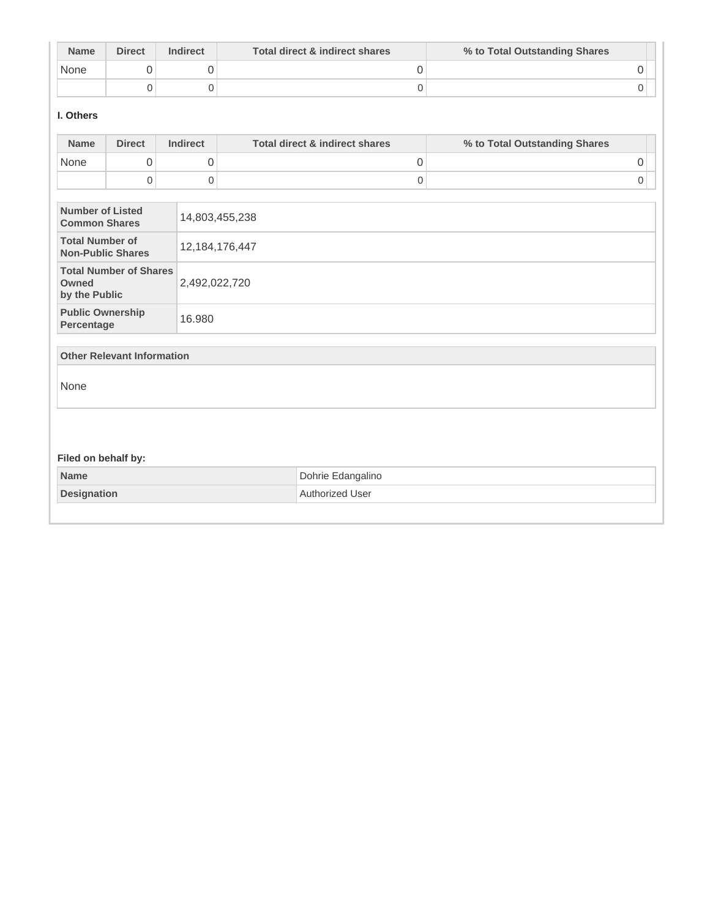| Name | Direct | Indirect | Total direct & indirect shares | % to Total Outstanding Shares |
|---|---|---|---|---|
| None | 0 | 0 | 0 | 0 |
| | 0 | 0 | 0 | 0 |

**I. Others**

| Name | Direct | Indirect | Total direct & indirect shares | % to Total Outstanding Shares |
|---|---|---|---|---|
| None | 0 | 0 | 0 | 0 |
| | 0 | 0 | 0 | 0 |

| | |
|---|---|
| **Number of Listed Common Shares** | 14,803,455,238 |
| **Total Number of Non-Public Shares** | 12,184,176,447 |
| **Total Number of Shares Owned by the Public** | 2,492,022,720 |
| **Public Ownership Percentage** | 16.980 |

| Other Relevant Information |
|---|
| None |

**Filed on behalf by:**

| | |
|---|---|
| **Name** | Dohrie Edangalino |
| **Designation** | Authorized User |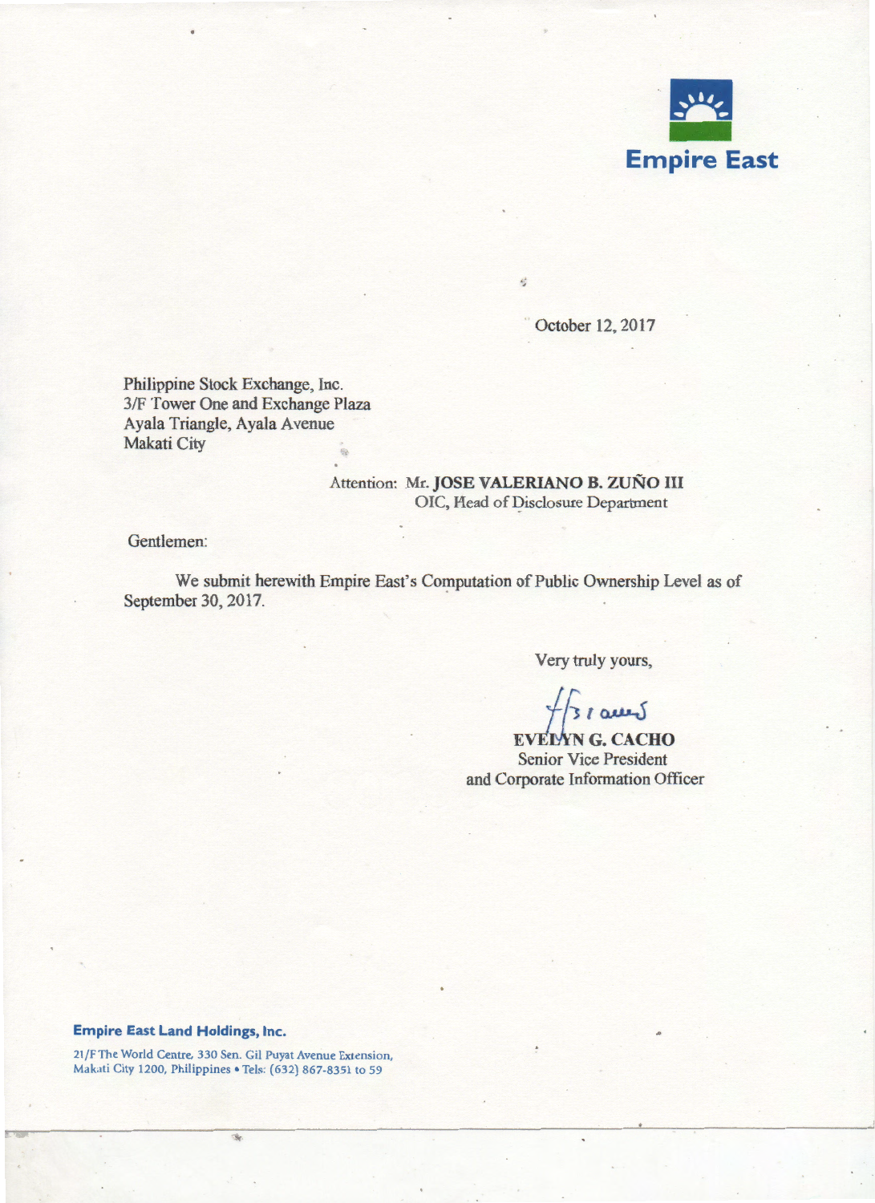**Empire East**

October 12, 2017

Philippine Stock Exchange, Inc.
3/F Tower One and Exchange Plaza
Ayala Triangle, Ayala Avenue
Makati City

Attention: Mr. **JOSE VALERIANO B. ZUÑO III**
OIC, Head of Disclosure Department

Gentlemen:

We submit herewith Empire East's Computation of Public Ownership Level as of September 30, 2017.

Very truly yours,

**EVELYN G. CACHO**
Senior Vice President
and Corporate Information Officer

**Empire East Land Holdings, Inc.**

21/F The World Centre, 330 Sen. Gil Puyat Avenue Extension,
Makati City 1200, Philippines • Tels: (632) 867-8351 to 59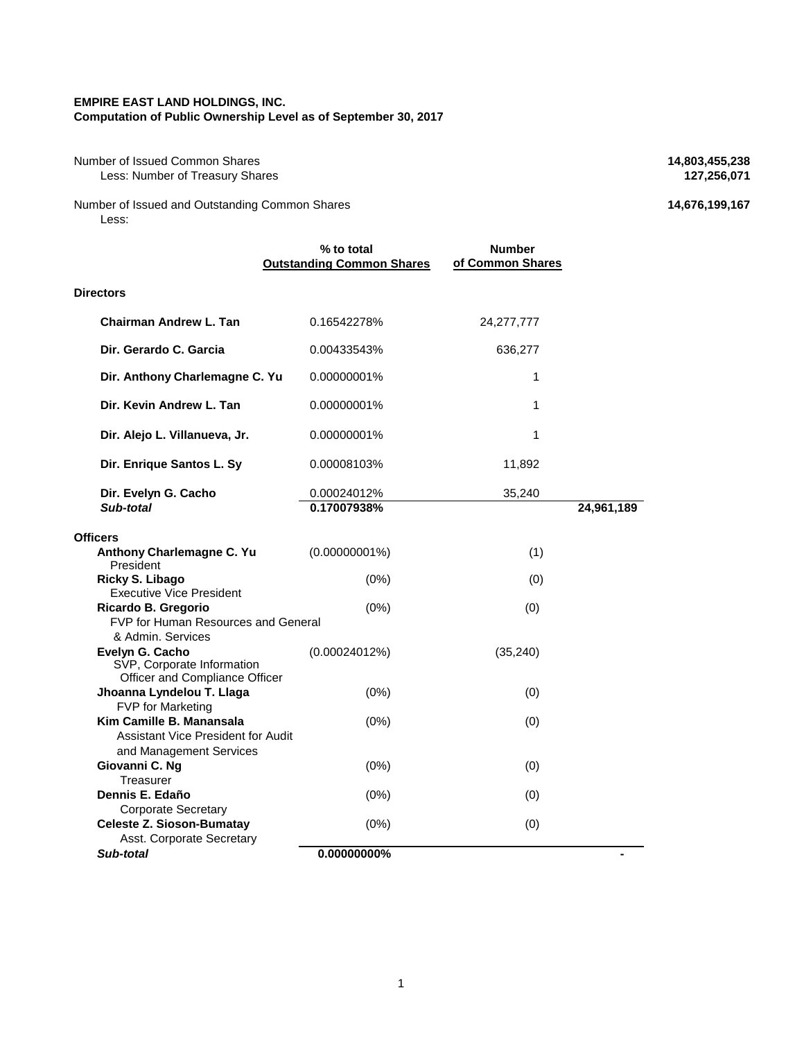**EMPIRE EAST LAND HOLDINGS, INC.**
**Computation of Public Ownership Level as of September 30, 2017**

| | |
|---|---|
| Number of Issued Common Shares | **14,803,455,238** |
| Less: Number of Treasury Shares | **127,256,071** |
| Number of Issued and Outstanding Common Shares | **14,676,199,167** |

Less:

| | % to total Outstanding Common Shares | Number of Common Shares | |
|---|---|---|---|
| **Directors** | | | |
| **Chairman Andrew L. Tan** | 0.16542278% | 24,277,777 | |
| **Dir. Gerardo C. Garcia** | 0.00433543% | 636,277 | |
| **Dir. Anthony Charlemagne C. Yu** | 0.00000001% | 1 | |
| **Dir. Kevin Andrew L. Tan** | 0.00000001% | 1 | |
| **Dir. Alejo L. Villanueva, Jr.** | 0.00000001% | 1 | |
| **Dir. Enrique Santos L. Sy** | 0.00008103% | 11,892 | |
| **Dir. Evelyn G. Cacho** | 0.00024012% | 35,240 | |
| ***Sub-total*** | **0.17007938%** | | **24,961,189** |
| **Officers** | | | |
| **Anthony Charlemagne C. Yu**<br>President | (0.00000001%) | (1) | |
| **Ricky S. Libago**<br>Executive Vice President | (0%) | (0) | |
| **Ricardo B. Gregorio**<br>FVP for Human Resources and General & Admin. Services | (0%) | (0) | |
| **Evelyn G. Cacho**<br>SVP, Corporate Information Officer and Compliance Officer | (0.00024012%) | (35,240) | |
| **Jhoanna Lyndelou T. Llaga**<br>FVP for Marketing | (0%) | (0) | |
| **Kim Camille B. Manansala**<br>Assistant Vice President for Audit and Management Services | (0%) | (0) | |
| **Giovanni C. Ng**<br>Treasurer | (0%) | (0) | |
| **Dennis E. Edaño**<br>Corporate Secretary | (0%) | (0) | |
| **Celeste Z. Sioson-Bumatay**<br>Asst. Corporate Secretary | (0%) | (0) | |
| ***Sub-total*** | **0.00000000%** | | **-** |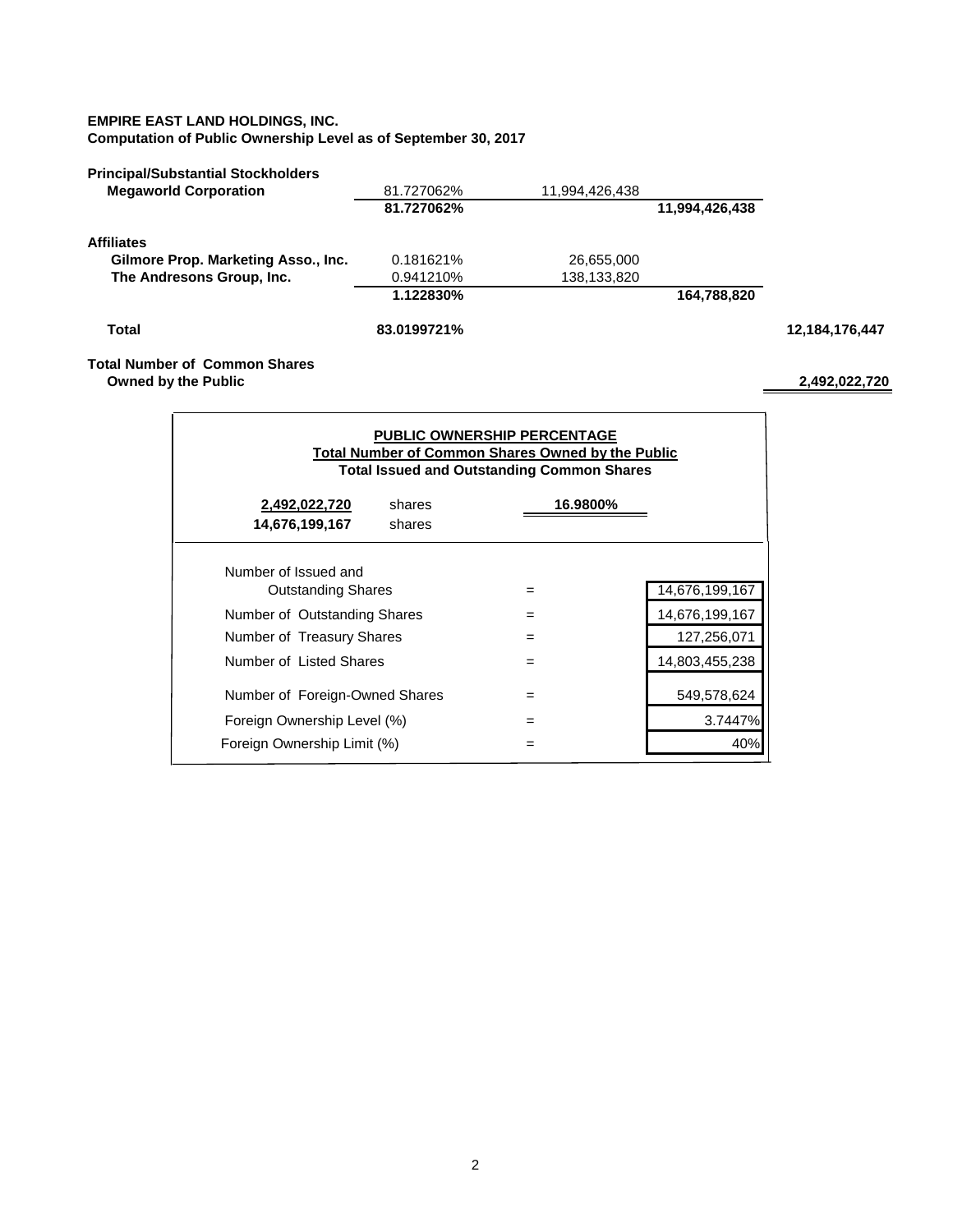**EMPIRE EAST LAND HOLDINGS, INC.**
**Computation of Public Ownership Level as of September 30, 2017**

| | | | | |
|---|---|---|---|---|
| **Principal/Substantial Stockholders** | | | | |
| **Megaworld Corporation** | 81.727062% | 11,994,426,438 | | |
| | **81.727062%** | | **11,994,426,438** | |
| **Affiliates** | | | | |
| **Gilmore Prop. Marketing Asso., Inc.** | 0.181621% | 26,655,000 | | |
| **The Andresons Group, Inc.** | 0.941210% | 138,133,820 | | |
| | **1.122830%** | | **164,788,820** | |
| **Total** | **83.0199721%** | | | **12,184,176,447** |
| **Total Number of Common Shares Owned by the Public** | | | | **2,492,022,720** |

**PUBLIC OWNERSHIP PERCENTAGE**
**Total Number of Common Shares Owned by the Public**
**Total Issued and Outstanding Common Shares**

| | | |
|---|---|---|
| **2,492,022,720** | shares | **16.9800%** |
| **14,676,199,167** | shares | |

| | | |
|---|---|---|
| Number of Issued and Outstanding Shares | = | 14,676,199,167 |
| Number of Outstanding Shares | = | 14,676,199,167 |
| Number of Treasury Shares | = | 127,256,071 |
| Number of Listed Shares | = | 14,803,455,238 |
| Number of Foreign-Owned Shares | = | 549,578,624 |
| Foreign Ownership Level (%) | = | 3.7447% |
| Foreign Ownership Limit (%) | = | 40% |